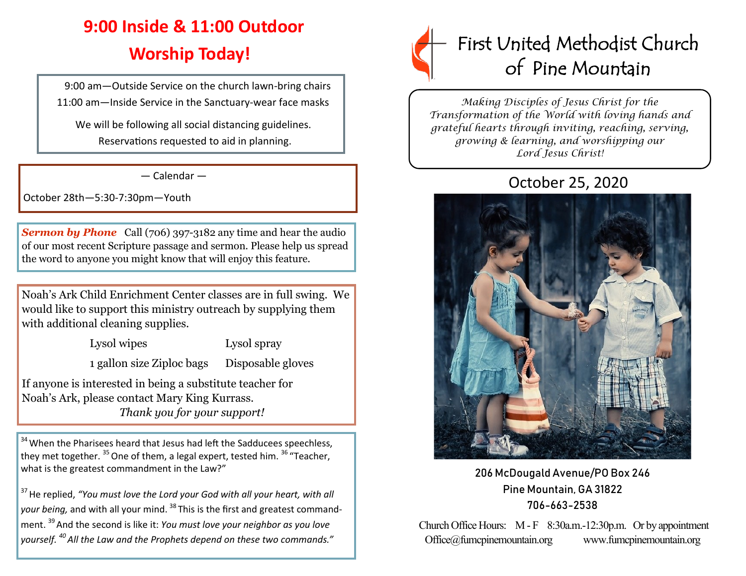# 9:00 Inside & 11:00 Outdoor Worship Today!

9:00 am—Outside Service on the church lawn-bring chairs

11:00 am—Inside Service in the Sanctuary-wear face masks

We will be following all social distancing guidelines.

Reservations requested to aid in planning.

— Calendar —

October 28th—5:30-7:30pm—Youth

***Sermon by Phone*** Call (706) 397-3182 any time and hear the audio of our most recent Scripture passage and sermon. Please help us spread the word to anyone you might know that will enjoy this feature.

Noah's Ark Child Enrichment Center classes are in full swing. We would like to support this ministry outreach by supplying them with additional cleaning supplies.

- Lysol wipes
- Lysol spray
- 1 gallon size Ziploc bags
- Disposable gloves

If anyone is interested in being a substitute teacher for Noah's Ark, please contact Mary King Kurrass.

*Thank you for your support!*

[34] When the Pharisees heard that Jesus had left the Sadducees speechless, they met together. [35] One of them, a legal expert, tested him. [36] "Teacher, what is the greatest commandment in the Law?"

[37] He replied, *"You must love the Lord your God with all your heart, with all your being,* and with all your mind. [38] This is the first and greatest commandment. [39] And the second is like it: *You must love your neighbor as you love yourself. [40] All the Law and the Prophets depend on these two commands."*

# First United Methodist Church of Pine Mountain

*Making Disciples of Jesus Christ for the Transformation of the World with loving hands and grateful hearts through inviting, reaching, serving, growing & learning, and worshipping our Lord Jesus Christ!*

## October 25, 2020

206 McDougald Avenue/PO Box 246

Pine Mountain, GA 31822

706-663-2538

Church Office Hours: M - F 8:30a.m.-12:30p.m. Or by appointment

Office@fumcpinemountain.org www.fumcpinemountain.org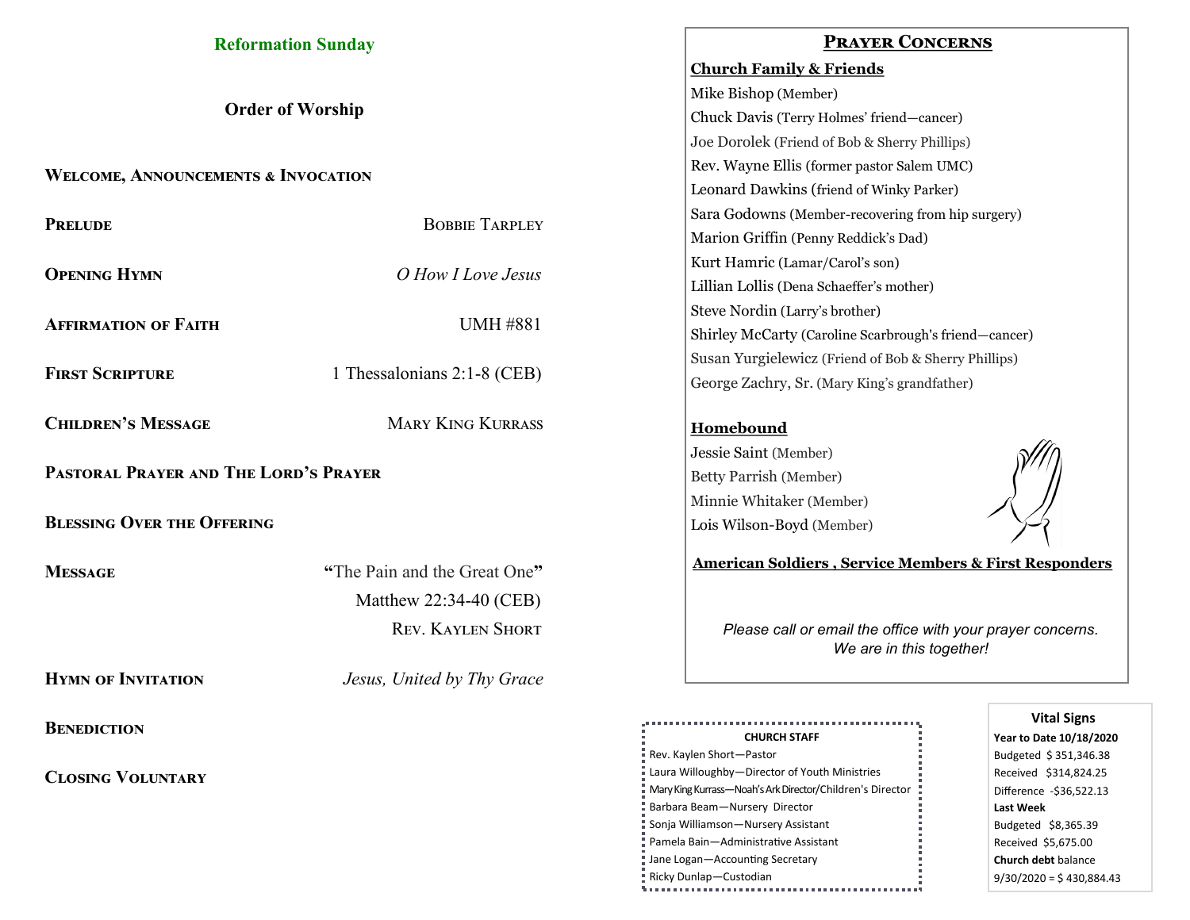## Reformation Sunday

## Order of Worship

**Welcome, Announcements & Invocation**

**Prelude** — Bobbie Tarpley

**Opening Hymn** — *O How I Love Jesus*

**Affirmation of Faith** — UMH #881

**First Scripture** — 1 Thessalonians 2:1-8 (CEB)

**Children's Message** — Mary King Kurrass

**Pastoral Prayer and The Lord's Prayer**

**Blessing Over the Offering**

**Message** — **"**The Pain and the Great One**"**
Matthew 22:34-40 (CEB)
Rev. Kaylen Short

**Hymn of Invitation** — *Jesus, United by Thy Grace*

**Benediction**

**Closing Voluntary**

## Prayer Concerns

### Church Family & Friends

Mike Bishop (Member)
Chuck Davis (Terry Holmes' friend—cancer)
Joe Dorolek (Friend of Bob & Sherry Phillips)
Rev. Wayne Ellis (former pastor Salem UMC)
Leonard Dawkins (friend of Winky Parker)
Sara Godowns (Member-recovering from hip surgery)
Marion Griffin (Penny Reddick's Dad)
Kurt Hamric (Lamar/Carol's son)
Lillian Lollis (Dena Schaeffer's mother)
Steve Nordin (Larry's brother)
Shirley McCarty (Caroline Scarbrough's friend—cancer)
Susan Yurgielewicz (Friend of Bob & Sherry Phillips)
George Zachry, Sr. (Mary King's grandfather)

### Homebound

Jessie Saint (Member)
Betty Parrish (Member)
Minnie Whitaker (Member)
Lois Wilson-Boyd (Member)

### American Soldiers , Service Members & First Responders

*Please call or email the office with your prayer concerns.*
*We are in this together!*

**CHURCH STAFF**

Rev. Kaylen Short—Pastor
Laura Willoughby—Director of Youth Ministries
Mary King Kurrass—Noah's Ark Director/Children's Director
Barbara Beam—Nursery Director
Sonja Williamson—Nursery Assistant
Pamela Bain—Administrative Assistant
Jane Logan—Accounting Secretary
Ricky Dunlap—Custodian

**Vital Signs**

**Year to Date 10/18/2020**
Budgeted $ 351,346.38
Received $314,824.25
Difference -$36,522.13
**Last Week**
Budgeted $8,365.39
Received $5,675.00
**Church debt** balance
9/30/2020 = $ 430,884.43